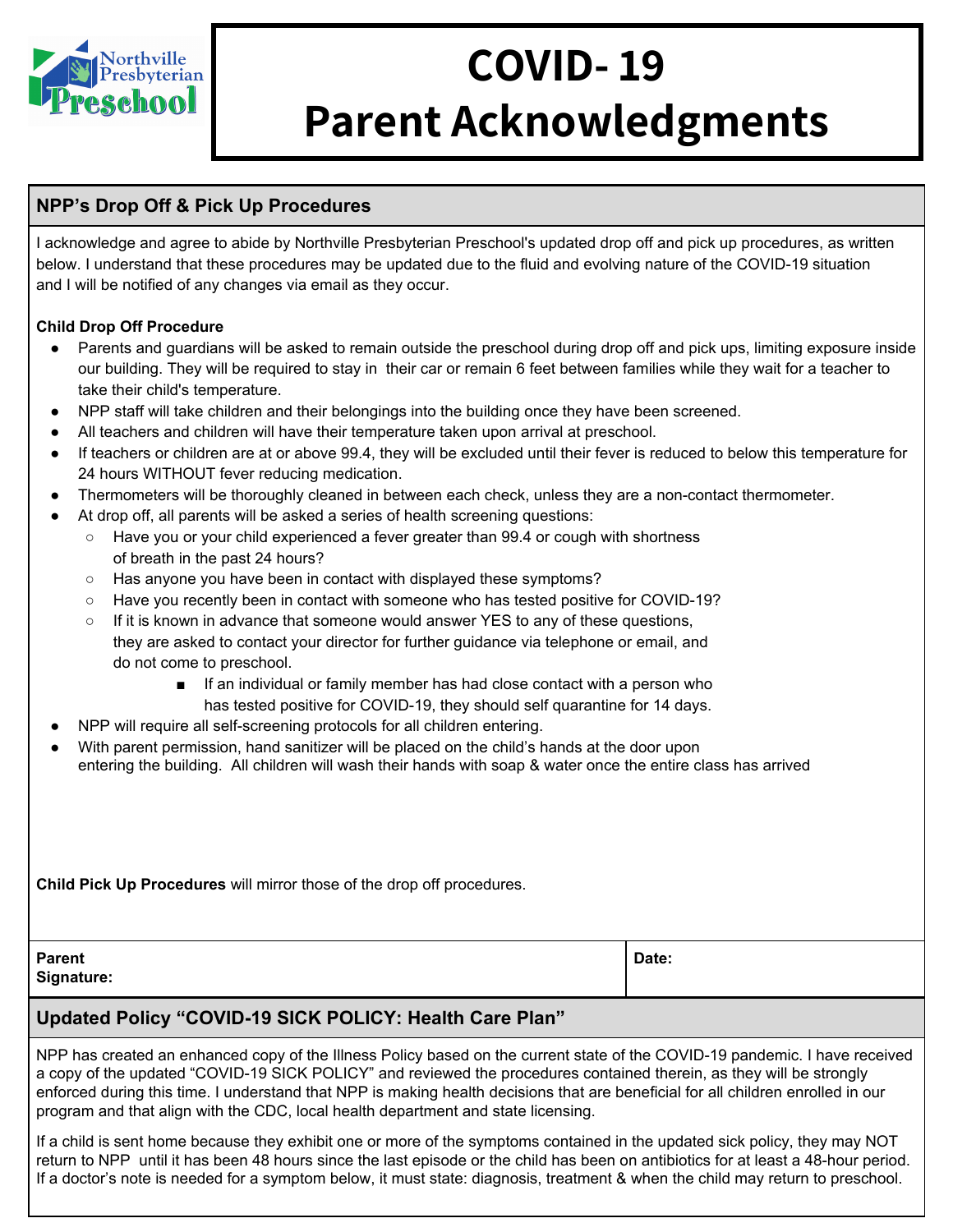Northville Presbyterian Preschool

# COVID- 19 Parent Acknowledgments

## NPP's Drop Off & Pick Up Procedures

I acknowledge and agree to abide by Northville Presbyterian Preschool's updated drop off and pick up procedures, as written below. I understand that these procedures may be updated due to the fluid and evolving nature of the COVID-19 situation and I will be notified of any changes via email as they occur.

**Child Drop Off Procedure**

- Parents and guardians will be asked to remain outside the preschool during drop off and pick ups, limiting exposure inside our building. They will be required to stay in their car or remain 6 feet between families while they wait for a teacher to take their child's temperature.
- NPP staff will take children and their belongings into the building once they have been screened.
- All teachers and children will have their temperature taken upon arrival at preschool.
- If teachers or children are at or above 99.4, they will be excluded until their fever is reduced to below this temperature for 24 hours WITHOUT fever reducing medication.
- Thermometers will be thoroughly cleaned in between each check, unless they are a non-contact thermometer.
- At drop off, all parents will be asked a series of health screening questions:
  - Have you or your child experienced a fever greater than 99.4 or cough with shortness of breath in the past 24 hours?
  - Has anyone you have been in contact with displayed these symptoms?
  - Have you recently been in contact with someone who has tested positive for COVID-19?
  - If it is known in advance that someone would answer YES to any of these questions, they are asked to contact your director for further guidance via telephone or email, and do not come to preschool.
    - If an individual or family member has had close contact with a person who has tested positive for COVID-19, they should self quarantine for 14 days.
- NPP will require all self-screening protocols for all children entering.
- With parent permission, hand sanitizer will be placed on the child's hands at the door upon entering the building. All children will wash their hands with soap & water once the entire class has arrived

**Child Pick Up Procedures** will mirror those of the drop off procedures.

| | |
|---|---|
| **Parent Signature:** | **Date:** |

## Updated Policy "COVID-19 SICK POLICY: Health Care Plan"

NPP has created an enhanced copy of the Illness Policy based on the current state of the COVID-19 pandemic. I have received a copy of the updated "COVID-19 SICK POLICY" and reviewed the procedures contained therein, as they will be strongly enforced during this time. I understand that NPP is making health decisions that are beneficial for all children enrolled in our program and that align with the CDC, local health department and state licensing.

If a child is sent home because they exhibit one or more of the symptoms contained in the updated sick policy, they may NOT return to NPP until it has been 48 hours since the last episode or the child has been on antibiotics for at least a 48-hour period. If a doctor's note is needed for a symptom below, it must state: diagnosis, treatment & when the child may return to preschool.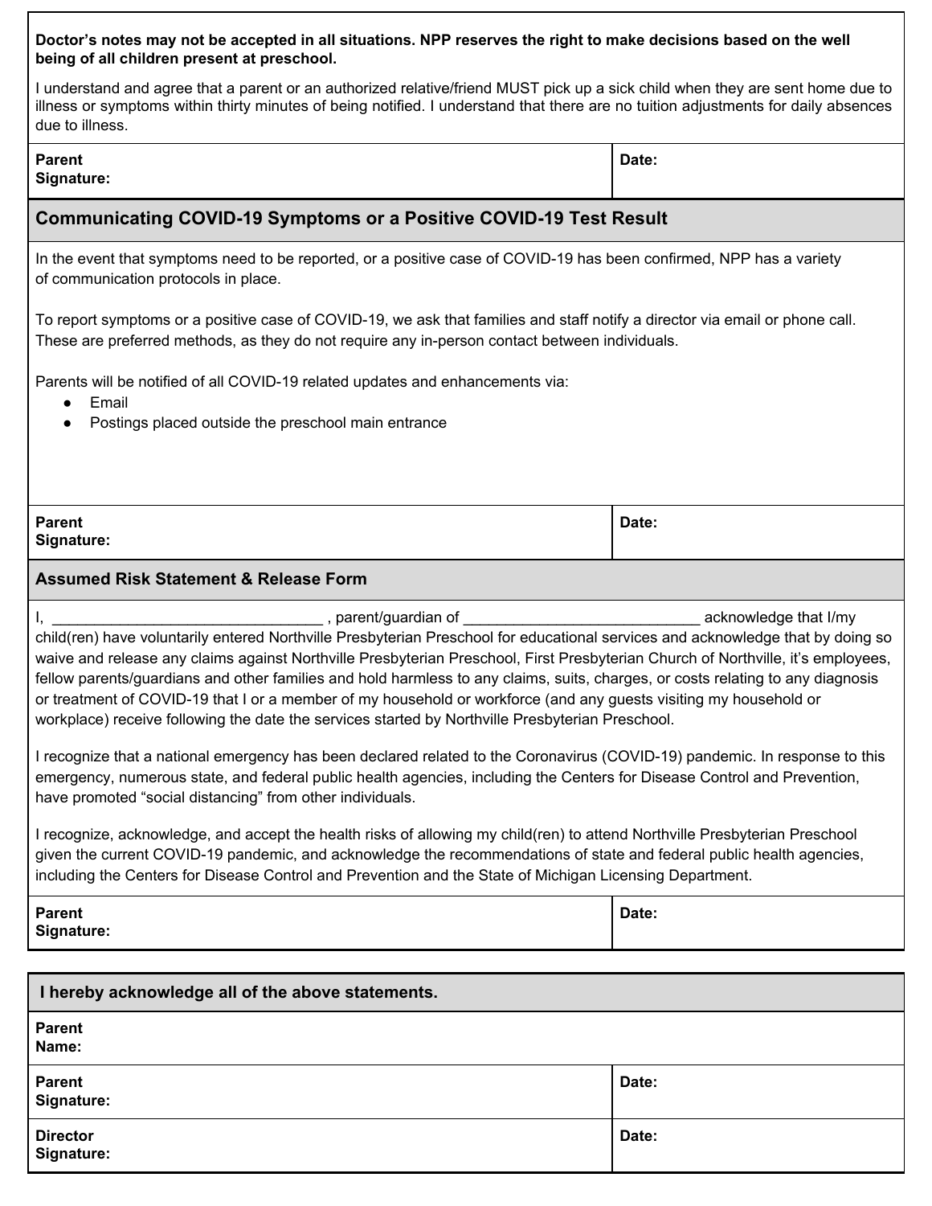**Doctor's notes may not be accepted in all situations. NPP reserves the right to make decisions based on the well being of all children present at preschool.**

I understand and agree that a parent or an authorized relative/friend MUST pick up a sick child when they are sent home due to illness or symptoms within thirty minutes of being notified. I understand that there are no tuition adjustments for daily absences due to illness.

| **Parent Signature:** | **Date:** |
|---|---|

## Communicating COVID-19 Symptoms or a Positive COVID-19 Test Result

In the event that symptoms need to be reported, or a positive case of COVID-19 has been confirmed, NPP has a variety of communication protocols in place.

To report symptoms or a positive case of COVID-19, we ask that families and staff notify a director via email or phone call. These are preferred methods, as they do not require any in-person contact between individuals.

Parents will be notified of all COVID-19 related updates and enhancements via:

- Email
- Postings placed outside the preschool main entrance

| **Parent Signature:** | **Date:** |
|---|---|

## Assumed Risk Statement & Release Form

I, ________________________________ , parent/guardian of ____________________________ acknowledge that I/my child(ren) have voluntarily entered Northville Presbyterian Preschool for educational services and acknowledge that by doing so waive and release any claims against Northville Presbyterian Preschool, First Presbyterian Church of Northville, it's employees, fellow parents/guardians and other families and hold harmless to any claims, suits, charges, or costs relating to any diagnosis or treatment of COVID-19 that I or a member of my household or workforce (and any guests visiting my household or workplace) receive following the date the services started by Northville Presbyterian Preschool.

I recognize that a national emergency has been declared related to the Coronavirus (COVID-19) pandemic. In response to this emergency, numerous state, and federal public health agencies, including the Centers for Disease Control and Prevention, have promoted "social distancing" from other individuals.

I recognize, acknowledge, and accept the health risks of allowing my child(ren) to attend Northville Presbyterian Preschool given the current COVID-19 pandemic, and acknowledge the recommendations of state and federal public health agencies, including the Centers for Disease Control and Prevention and the State of Michigan Licensing Department.

| **Parent Signature:** | **Date:** |
|---|---|

## I hereby acknowledge all of the above statements.

| **Parent Name:** | |
|---|---|
| **Parent Signature:** | **Date:** |
| **Director Signature:** | **Date:** |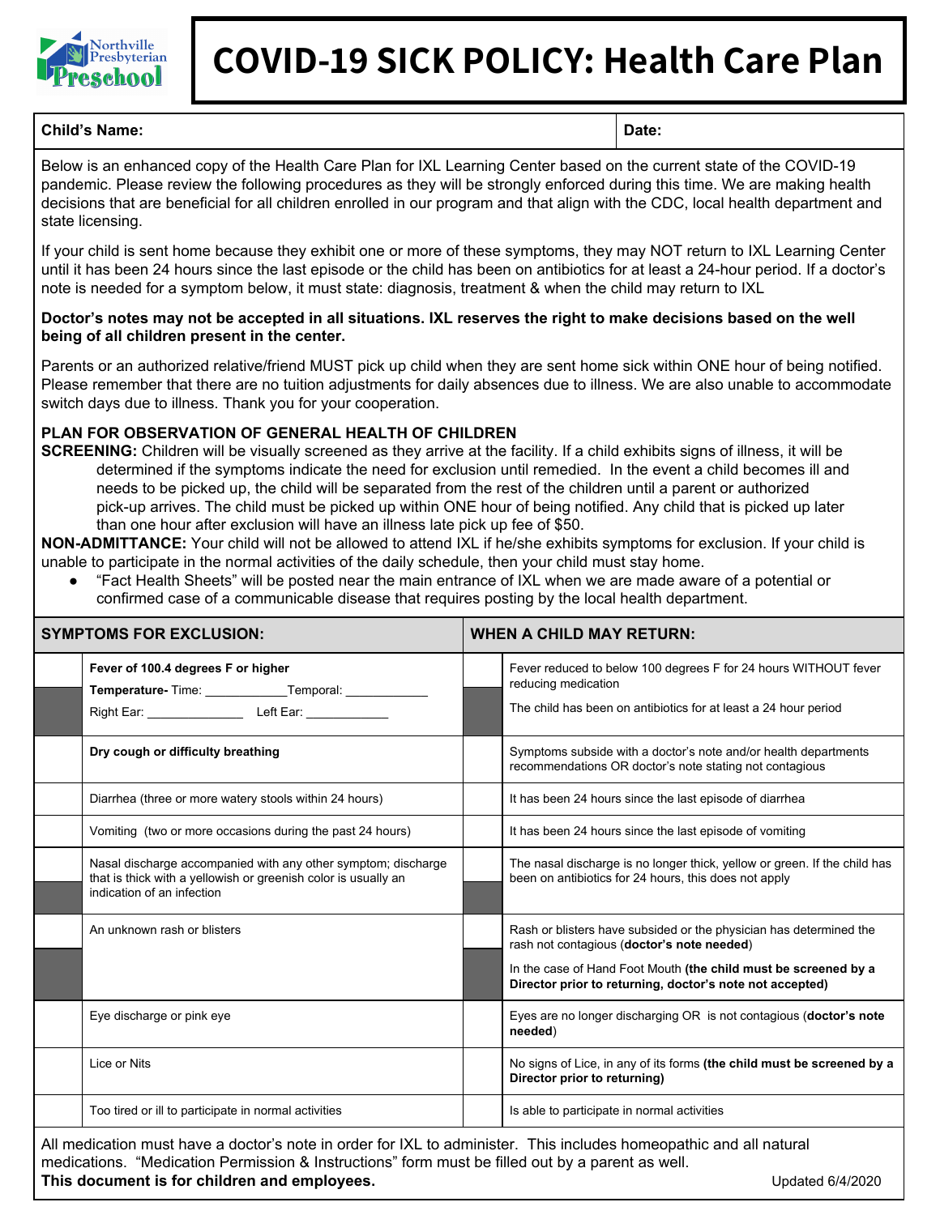# COVID-19 SICK POLICY: Health Care Plan

| **Child's Name:** | **Date:** |
|---|---|

Below is an enhanced copy of the Health Care Plan for IXL Learning Center based on the current state of the COVID-19 pandemic. Please review the following procedures as they will be strongly enforced during this time. We are making health decisions that are beneficial for all children enrolled in our program and that align with the CDC, local health department and state licensing.

If your child is sent home because they exhibit one or more of these symptoms, they may NOT return to IXL Learning Center until it has been 24 hours since the last episode or the child has been on antibiotics for at least a 24-hour period. If a doctor's note is needed for a symptom below, it must state: diagnosis, treatment & when the child may return to IXL

**Doctor's notes may not be accepted in all situations. IXL reserves the right to make decisions based on the well being of all children present in the center.**

Parents or an authorized relative/friend MUST pick up child when they are sent home sick within ONE hour of being notified. Please remember that there are no tuition adjustments for daily absences due to illness. We are also unable to accommodate switch days due to illness. Thank you for your cooperation.

**PLAN FOR OBSERVATION OF GENERAL HEALTH OF CHILDREN**

**SCREENING:** Children will be visually screened as they arrive at the facility. If a child exhibits signs of illness, it will be determined if the symptoms indicate the need for exclusion until remedied. In the event a child becomes ill and needs to be picked up, the child will be separated from the rest of the children until a parent or authorized pick-up arrives. The child must be picked up within ONE hour of being notified. Any child that is picked up later than one hour after exclusion will have an illness late pick up fee of $50.

**NON-ADMITTANCE:** Your child will not be allowed to attend IXL if he/she exhibits symptoms for exclusion. If your child is unable to participate in the normal activities of the daily schedule, then your child must stay home.

- "Fact Health Sheets" will be posted near the main entrance of IXL when we are made aware of a potential or confirmed case of a communicable disease that requires posting by the local health department.

| | **SYMPTOMS FOR EXCLUSION:** | | **WHEN A CHILD MAY RETURN:** |
|---|---|---|---|
| | **Fever of 100.4 degrees F or higher**<br>**Temperature-** Time: ____________Temporal: ____________<br>Right Ear: ______________ Left Ear: ____________ | | Fever reduced to below 100 degrees F for 24 hours WITHOUT fever reducing medication<br>The child has been on antibiotics for at least a 24 hour period |
| | **Dry cough or difficulty breathing** | | Symptoms subside with a doctor's note and/or health departments recommendations OR doctor's note stating not contagious |
| | Diarrhea (three or more watery stools within 24 hours) | | It has been 24 hours since the last episode of diarrhea |
| | Vomiting (two or more occasions during the past 24 hours) | | It has been 24 hours since the last episode of vomiting |
| | Nasal discharge accompanied with any other symptom; discharge that is thick with a yellowish or greenish color is usually an indication of an infection | | The nasal discharge is no longer thick, yellow or green. If the child has been on antibiotics for 24 hours, this does not apply |
| | An unknown rash or blisters | | Rash or blisters have subsided or the physician has determined the rash not contagious (**doctor's note needed**)<br>In the case of Hand Foot Mouth **(the child must be screened by a Director prior to returning, doctor's note not accepted)** |
| | Eye discharge or pink eye | | Eyes are no longer discharging OR is not contagious (**doctor's note needed**) |
| | Lice or Nits | | No signs of Lice, in any of its forms **(the child must be screened by a Director prior to returning)** |
| | Too tired or ill to participate in normal activities | | Is able to participate in normal activities |

All medication must have a doctor's note in order for IXL to administer. This includes homeopathic and all natural medications. "Medication Permission & Instructions" form must be filled out by a parent as well.

**This document is for children and employees.**

Updated 6/4/2020